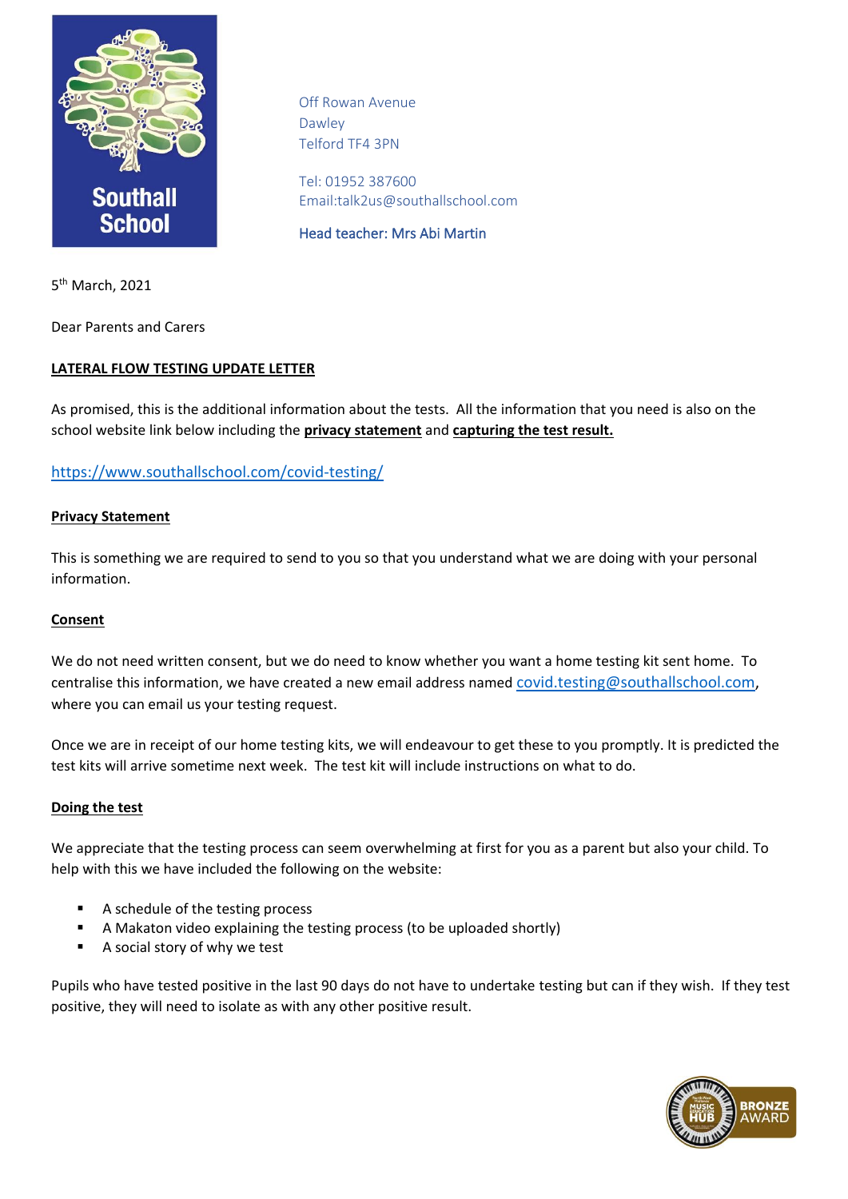Southall School

Off Rowan Avenue
Dawley
Telford TF4 3PN

Tel: 01952 387600
Email:talk2us@southallschool.com

Head teacher: Mrs Abi Martin

5th March, 2021

Dear Parents and Carers

**LATERAL FLOW TESTING UPDATE LETTER**

As promised, this is the additional information about the tests. All the information that you need is also on the school website link below including the **privacy statement** and **capturing the test result.**

https://www.southallschool.com/covid-testing/

**Privacy Statement**

This is something we are required to send to you so that you understand what we are doing with your personal information.

**Consent**

We do not need written consent, but we do need to know whether you want a home testing kit sent home. To centralise this information, we have created a new email address named covid.testing@southallschool.com, where you can email us your testing request.

Once we are in receipt of our home testing kits, we will endeavour to get these to you promptly. It is predicted the test kits will arrive sometime next week. The test kit will include instructions on what to do.

**Doing the test**

We appreciate that the testing process can seem overwhelming at first for you as a parent but also your child. To help with this we have included the following on the website:

- A schedule of the testing process
- A Makaton video explaining the testing process (to be uploaded shortly)
- A social story of why we test

Pupils who have tested positive in the last 90 days do not have to undertake testing but can if they wish. If they test positive, they will need to isolate as with any other positive result.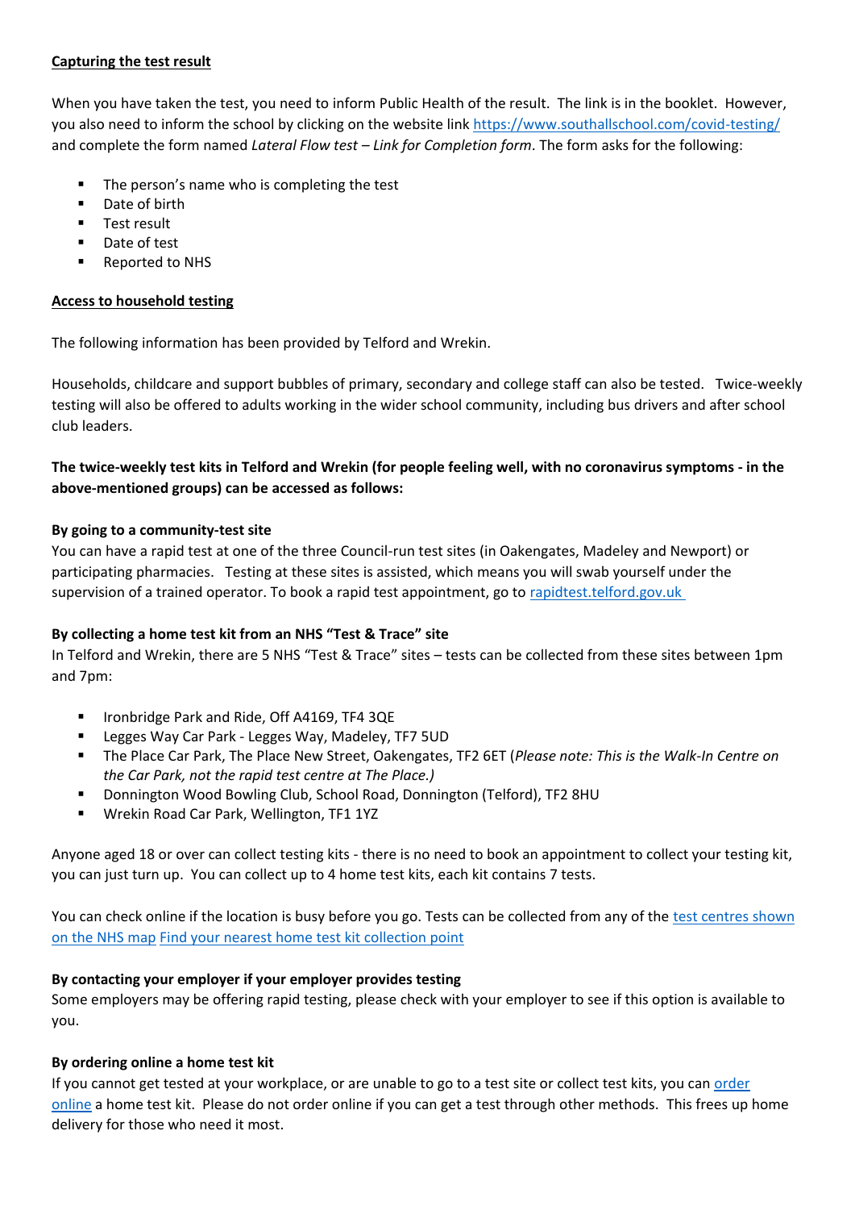**Capturing the test result**

When you have taken the test, you need to inform Public Health of the result. The link is in the booklet. However, you also need to inform the school by clicking on the website link https://www.southallschool.com/covid-testing/ and complete the form named *Lateral Flow test – Link for Completion form*. The form asks for the following:

- The person's name who is completing the test
- Date of birth
- Test result
- Date of test
- Reported to NHS

**Access to household testing**

The following information has been provided by Telford and Wrekin.

Households, childcare and support bubbles of primary, secondary and college staff can also be tested. Twice-weekly testing will also be offered to adults working in the wider school community, including bus drivers and after school club leaders.

**The twice-weekly test kits in Telford and Wrekin (for people feeling well, with no coronavirus symptoms - in the above-mentioned groups) can be accessed as follows:**

**By going to a community-test site**

You can have a rapid test at one of the three Council-run test sites (in Oakengates, Madeley and Newport) or participating pharmacies. Testing at these sites is assisted, which means you will swab yourself under the supervision of a trained operator. To book a rapid test appointment, go to rapidtest.telford.gov.uk

**By collecting a home test kit from an NHS "Test & Trace" site**

In Telford and Wrekin, there are 5 NHS "Test & Trace" sites – tests can be collected from these sites between 1pm and 7pm:

- Ironbridge Park and Ride, Off A4169, TF4 3QE
- Legges Way Car Park - Legges Way, Madeley, TF7 5UD
- The Place Car Park, The Place New Street, Oakengates, TF2 6ET (*Please note: This is the Walk-In Centre on the Car Park, not the rapid test centre at The Place.)*
- Donnington Wood Bowling Club, School Road, Donnington (Telford), TF2 8HU
- Wrekin Road Car Park, Wellington, TF1 1YZ

Anyone aged 18 or over can collect testing kits - there is no need to book an appointment to collect your testing kit, you can just turn up. You can collect up to 4 home test kits, each kit contains 7 tests.

You can check online if the location is busy before you go. Tests can be collected from any of the test centres shown on the NHS map Find your nearest home test kit collection point

**By contacting your employer if your employer provides testing**

Some employers may be offering rapid testing, please check with your employer to see if this option is available to you.

**By ordering online a home test kit**

If you cannot get tested at your workplace, or are unable to go to a test site or collect test kits, you can order online a home test kit. Please do not order online if you can get a test through other methods. This frees up home delivery for those who need it most.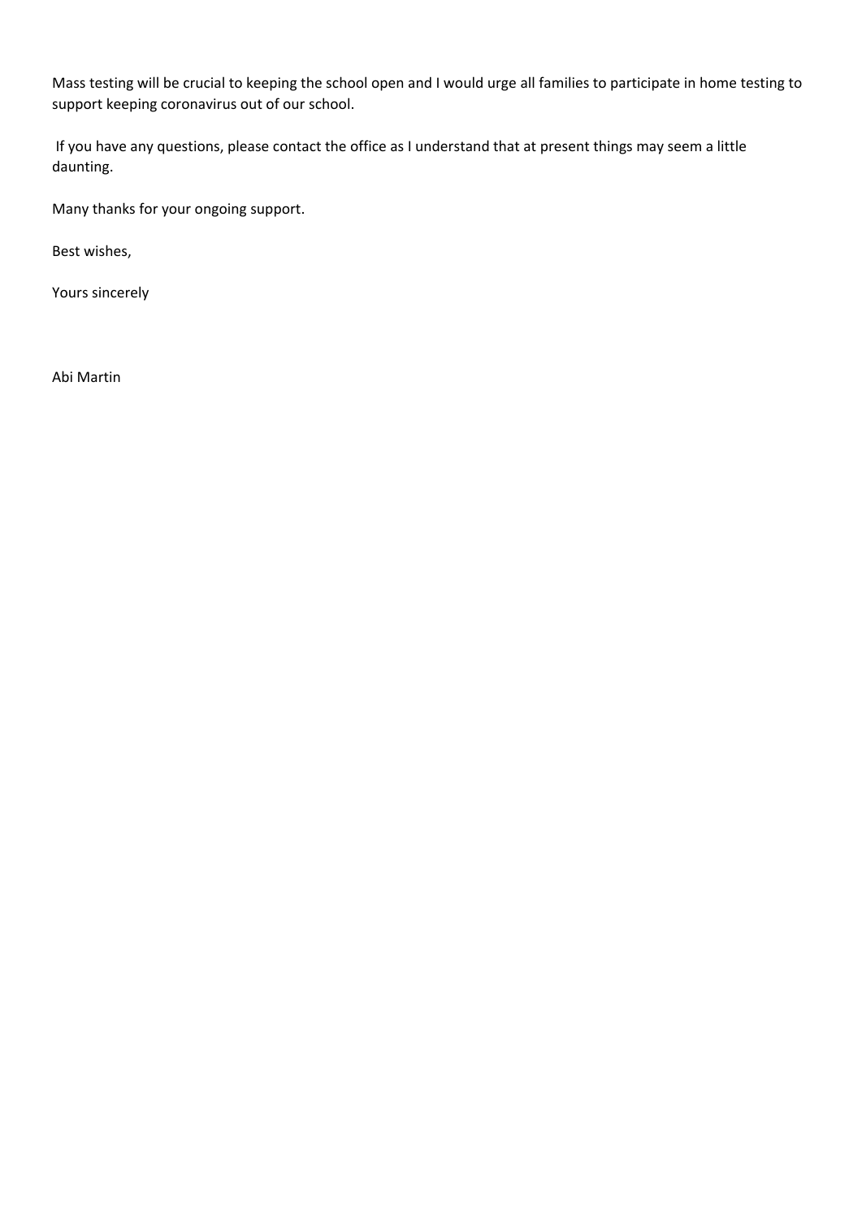Mass testing will be crucial to keeping the school open and I would urge all families to participate in home testing to support keeping coronavirus out of our school.

If you have any questions, please contact the office as I understand that at present things may seem a little daunting.

Many thanks for your ongoing support.

Best wishes,

Yours sincerely

Abi Martin